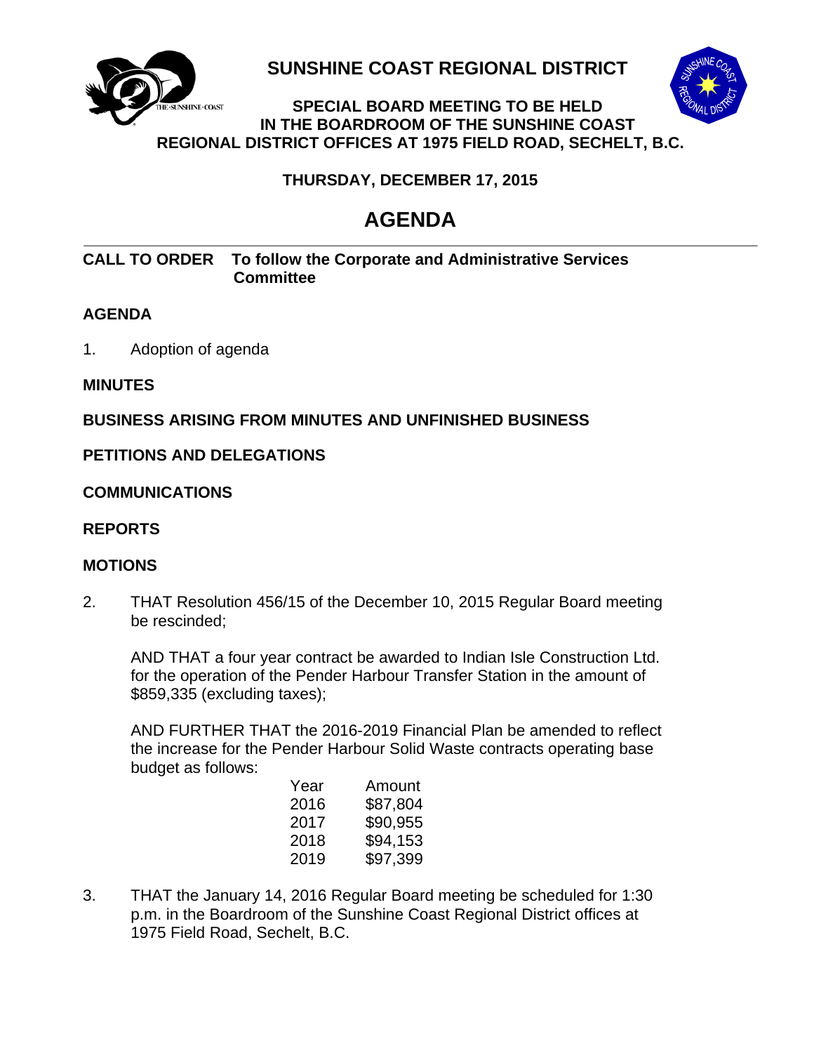# SUNSHINE COAST REGIONAL DISTRICT

**SPECIAL BOARD MEETING TO BE HELD IN THE BOARDROOM OF THE SUNSHINE COAST REGIONAL DISTRICT OFFICES AT 1975 FIELD ROAD, SECHELT, B.C.**

**THURSDAY, DECEMBER 17, 2015**

## AGENDA

**CALL TO ORDER** **To follow the Corporate and Administrative Services Committee**

**AGENDA**

1. Adoption of agenda

**MINUTES**

**BUSINESS ARISING FROM MINUTES AND UNFINISHED BUSINESS**

**PETITIONS AND DELEGATIONS**

**COMMUNICATIONS**

**REPORTS**

**MOTIONS**

2. THAT Resolution 456/15 of the December 10, 2015 Regular Board meeting be rescinded;

   AND THAT a four year contract be awarded to Indian Isle Construction Ltd. for the operation of the Pender Harbour Transfer Station in the amount of $859,335 (excluding taxes);

   AND FURTHER THAT the 2016-2019 Financial Plan be amended to reflect the increase for the Pender Harbour Solid Waste contracts operating base budget as follows:

   | Year | Amount |
   |---|---|
   | 2016 | $87,804 |
   | 2017 | $90,955 |
   | 2018 | $94,153 |
   | 2019 | $97,399 |

3. THAT the January 14, 2016 Regular Board meeting be scheduled for 1:30 p.m. in the Boardroom of the Sunshine Coast Regional District offices at 1975 Field Road, Sechelt, B.C.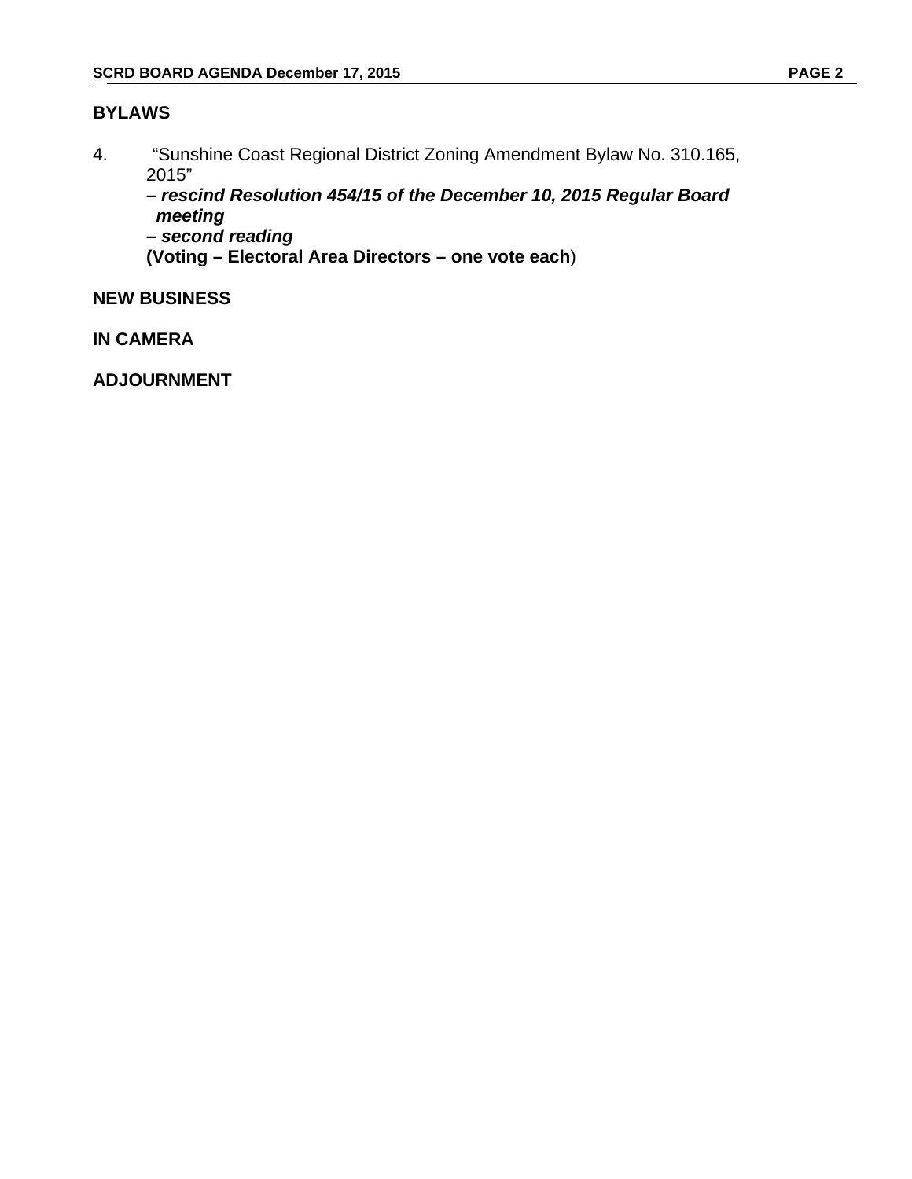## BYLAWS

4. "Sunshine Coast Regional District Zoning Amendment Bylaw No. 310.165, 2015"
   ***– rescind Resolution 454/15 of the December 10, 2015 Regular Board meeting***
   ***– second reading***
   **(Voting – Electoral Area Directors – one vote each**)

## NEW BUSINESS

## IN CAMERA

## ADJOURNMENT